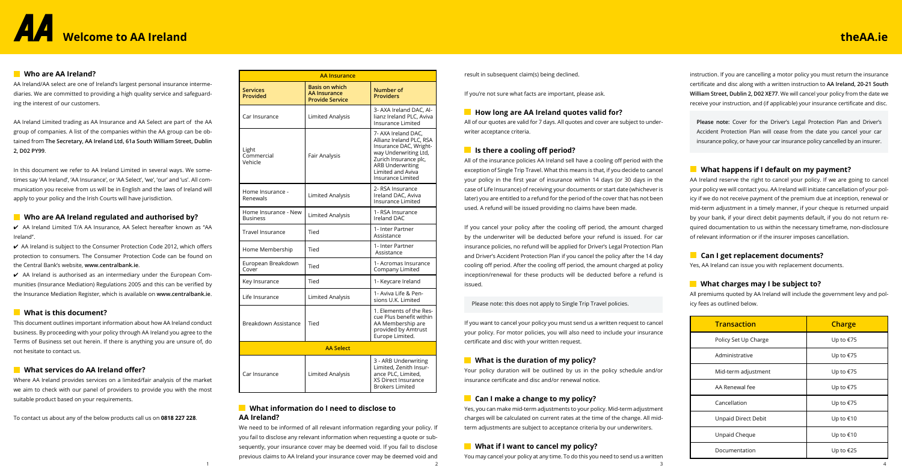# Welcome to AA Ireland

## Who are AA Ireland?

AA Ireland/AA select are one of Ireland's largest personal insurance intermediaries. We are committed to providing a high quality service and safeguarding the interest of our customers.

AA Ireland Limited trading as AA Insurance and AA Select are part of the AA group of companies. A list of the companies within the AA group can be obtained from **The Secretary, AA Ireland Ltd, 61a South William Street, Dublin 2, D02 PY99**.

In this document we refer to AA Ireland Limited in several ways. We sometimes say 'AA Ireland', 'AA Insurance', or 'AA Select', 'we', 'our' and 'us'. All communication you receive from us will be in English and the laws of Ireland will apply to your policy and the Irish Courts will have jurisdiction.

## Who are AA Ireland regulated and authorised by?

✔ AA Ireland Limited T/A AA Insurance, AA Select hereafter known as "AA Ireland".

✔ AA Ireland is subject to the Consumer Protection Code 2012, which offers protection to consumers. The Consumer Protection Code can be found on the Central Bank's website, **www.centralbank.ie**.

✔ AA Ireland is authorised as an intermediary under the European Communities (Insurance Mediation) Regulations 2005 and this can be verified by the Insurance Mediation Register, which is available on **www.centralbank.ie**.

## What is this document?

This document outlines important information about how AA Ireland conduct business. By proceeding with your policy through AA Ireland you agree to the Terms of Business set out herein. If there is anything you are unsure of, do not hesitate to contact us.

## What services do AA Ireland offer?

Where AA Ireland provides services on a limited/fair analysis of the market we aim to check with our panel of providers to provide you with the most suitable product based on your requirements.

To contact us about any of the below products call us on **0818 227 228**.

| Services Provided | Basis on which AA Insurance Provide Service | Number of Providers |
|---|---|---|
| **AA Insurance** | | |
| Car Insurance | Limited Analysis | 3- AXA Ireland DAC, Allianz Ireland PLC, Aviva Insurance Limited |
| Light Commercial Vehicle | Fair Analysis | 7- AXA Ireland DAC, Allianz Ireland PLC, RSA Insurance DAC, Wrightway Underwriting Ltd, Zurich Insurance plc, ARB Underwriting Limited and Aviva Insurance Limited |
| Home Insurance - Renewals | Limited Analysis | 2- RSA Insurance Ireland DAC, Aviva Insurance Limited |
| Home Insurance - New Business | Limited Analysis | 1- RSA Insurance Ireland DAC |
| Travel Insurance | Tied | 1- Inter Partner Assistance |
| Home Membership | Tied | 1- Inter Partner Assistance |
| European Breakdown Cover | Tied | 1- Acromas Insurance Company Limited |
| Key Insurance | Tied | 1- Keycare Ireland |
| Life Insurance | Limited Analysis | 1- Aviva Life & Pensions U.K. Limited |
| Breakdown Assistance | Tied | 1. Elements of the Rescue Plus benefit within AA Membership are provided by Amtrust Europe Limited. |
| **AA Select** | | |
| Car Insurance | Limited Analysis | 3 - ARB Underwriting Limited, Zenith Insurance PLC, Limited, XS Direct Insurance Brokers Limited |

## What information do I need to disclose to AA Ireland?

We need to be informed of all relevant information regarding your policy. If you fail to disclose any relevant information when requesting a quote or subsequently, your insurance cover may be deemed void. If you fail to disclose previous claims to AA Ireland your insurance cover may be deemed void and result in subsequent claim(s) being declined.

If you're not sure what facts are important, please ask.

## How long are AA Ireland quotes valid for?

All of our quotes are valid for 7 days. All quotes and cover are subject to underwriter acceptance criteria.

## Is there a cooling off period?

All of the insurance policies AA Ireland sell have a cooling off period with the exception of Single Trip Travel. What this means is that, if you decide to cancel your policy in the first year of insurance within 14 days (or 30 days in the case of Life Insurance) of receiving your documents or start date (whichever is later) you are entitled to a refund for the period of the cover that has not been used. A refund will be issued providing no claims have been made.

If you cancel your policy after the cooling off period, the amount charged by the underwriter will be deducted before your refund is issued. For car insurance policies, no refund will be applied for Driver's Legal Protection Plan and Driver's Accident Protection Plan if you cancel the policy after the 14 day cooling off period. After the cooling off period, the amount charged at policy inception/renewal for these products will be deducted before a refund is issued.

Please note: this does not apply to Single Trip Travel policies.

If you want to cancel your policy you must send us a written request to cancel your policy. For motor policies, you will also need to include your insurance certificate and disc with your written request.

## What is the duration of my policy?

Your policy duration will be outlined by us in the policy schedule and/or insurance certificate and disc and/or renewal notice.

## Can I make a change to my policy?

Yes, you can make mid-term adjustments to your policy. Mid-term adjustment charges will be calculated on current rates at the time of the change. All mid-term adjustments are subject to acceptance criteria by our underwriters.

## What if I want to cancel my policy?

You may cancel your policy at any time. To do this you need to send us a written instruction. If you are cancelling a motor policy you must return the insurance certificate and disc along with a written instruction to **AA Ireland, 20-21 South William Street, Dublin 2, D02 XE77**. We will cancel your policy from the date we receive your instruction, and (if applicable) your insurance certificate and disc.

**Please note:** Cover for the Driver's Legal Protection Plan and Driver's Accident Protection Plan will cease from the date you cancel your car insurance policy, or have your car insurance policy cancelled by an insurer.

## What happens if I default on my payment?

AA Ireland reserve the right to cancel your policy. If we are going to cancel your policy we will contact you. AA Ireland will initiate cancellation of your policy if we do not receive payment of the premium due at inception, renewal or mid-term adjustment in a timely manner, if your cheque is returned unpaid by your bank, if your direct debit payments default, if you do not return required documentation to us within the necessary timeframe, non-disclosure of relevant information or if the insurer imposes cancellation.

## Can I get replacement documents?

Yes, AA Ireland can issue you with replacement documents.

## What charges may I be subject to?

All premiums quoted by AA Ireland will include the government levy and policy fees as outlined below.

| Transaction | Charge |
|---|---|
| Policy Set Up Charge | Up to €75 |
| Administrative | Up to €75 |
| Mid-term adjustment | Up to €75 |
| AA Renewal fee | Up to €75 |
| Cancellation | Up to €75 |
| Unpaid Direct Debit | Up to €10 |
| Unpaid Cheque | Up to €10 |
| Documentation | Up to €25 |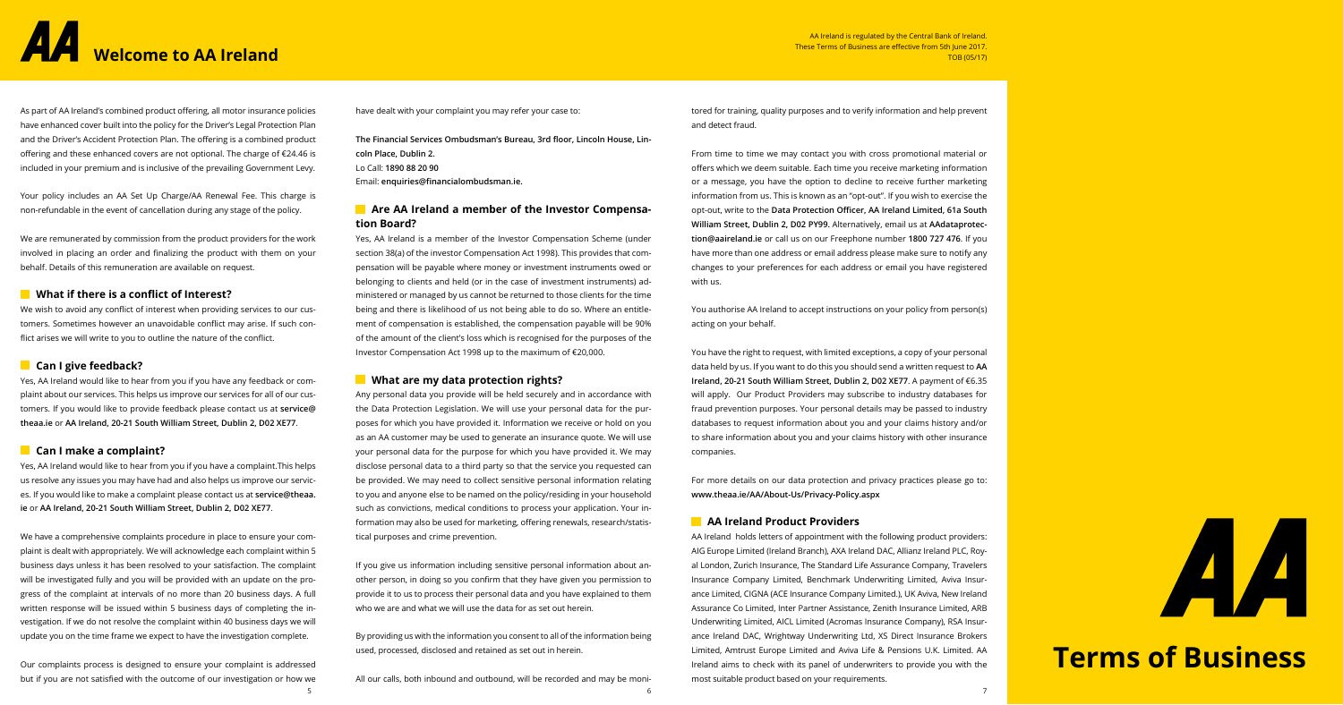# Welcome to AA Ireland

AA Ireland is regulated by the Central Bank of Ireland.
These Terms of Business are effective from 5th June 2017.
TOB (05/17)

As part of AA Ireland's combined product offering, all motor insurance policies have enhanced cover built into the policy for the Driver's Legal Protection Plan and the Driver's Accident Protection Plan. The offering is a combined product offering and these enhanced covers are not optional. The charge of €24.46 is included in your premium and is inclusive of the prevailing Government Levy.

Your policy includes an AA Set Up Charge/AA Renewal Fee. This charge is non-refundable in the event of cancellation during any stage of the policy.

We are remunerated by commission from the product providers for the work involved in placing an order and finalizing the product with them on your behalf. Details of this remuneration are available on request.

## What if there is a conflict of Interest?

We wish to avoid any conflict of interest when providing services to our customers. Sometimes however an unavoidable conflict may arise. If such conflict arises we will write to you to outline the nature of the conflict.

## Can I give feedback?

Yes, AA Ireland would like to hear from you if you have any feedback or complaint about our services. This helps us improve our services for all of our customers. If you would like to provide feedback please contact us at **service@theaa.ie** or **AA Ireland, 20-21 South William Street, Dublin 2, D02 XE77**.

## Can I make a complaint?

Yes, AA Ireland would like to hear from you if you have a complaint.This helps us resolve any issues you may have had and also helps us improve our services. If you would like to make a complaint please contact us at **service@theaa.ie** or **AA Ireland, 20-21 South William Street, Dublin 2, D02 XE77**.

We have a comprehensive complaints procedure in place to ensure your complaint is dealt with appropriately. We will acknowledge each complaint within 5 business days unless it has been resolved to your satisfaction. The complaint will be investigated fully and you will be provided with an update on the progress of the complaint at intervals of no more than 20 business days. A full written response will be issued within 5 business days of completing the investigation. If we do not resolve the complaint within 40 business days we will update you on the time frame we expect to have the investigation complete.

Our complaints process is designed to ensure your complaint is addressed but if you are not satisfied with the outcome of our investigation or how we have dealt with your complaint you may refer your case to:

**The Financial Services Ombudsman's Bureau, 3rd floor, Lincoln House, Lincoln Place, Dublin 2.**
Lo Call: **1890 88 20 90**
Email: **enquiries@financialombudsman.ie.**

## Are AA Ireland a member of the Investor Compensation Board?

Yes, AA Ireland is a member of the Investor Compensation Scheme (under section 38(a) of the investor Compensation Act 1998). This provides that compensation will be payable where money or investment instruments owed or belonging to clients and held (or in the case of investment instruments) administered or managed by us cannot be returned to those clients for the time being and there is likelihood of us not being able to do so. Where an entitlement of compensation is established, the compensation payable will be 90% of the amount of the client's loss which is recognised for the purposes of the Investor Compensation Act 1998 up to the maximum of €20,000.

## What are my data protection rights?

Any personal data you provide will be held securely and in accordance with the Data Protection Legislation. We will use your personal data for the purposes for which you have provided it. Information we receive or hold on you as an AA customer may be used to generate an insurance quote. We will use your personal data for the purpose for which you have provided it. We may disclose personal data to a third party so that the service you requested can be provided. We may need to collect sensitive personal information relating to you and anyone else to be named on the policy/residing in your household such as convictions, medical conditions to process your application. Your information may also be used for marketing, offering renewals, research/statistical purposes and crime prevention.

If you give us information including sensitive personal information about another person, in doing so you confirm that they have given you permission to provide it to us to process their personal data and you have explained to them who we are and what we will use the data for as set out herein.

By providing us with the information you consent to all of the information being used, processed, disclosed and retained as set out in herein.

All our calls, both inbound and outbound, will be recorded and may be monitored for training, quality purposes and to verify information and help prevent and detect fraud.

From time to time we may contact you with cross promotional material or offers which we deem suitable. Each time you receive marketing information or a message, you have the option to decline to receive further marketing information from us. This is known as an "opt-out". If you wish to exercise the opt-out, write to the **Data Protection Officer, AA Ireland Limited, 61a South William Street, Dublin 2, D02 PY99.** Alternatively, email us at **AAdataprotection@aaireland.ie** or call us on our Freephone number **1800 727 476**. If you have more than one address or email address please make sure to notify any changes to your preferences for each address or email you have registered with us.

You authorise AA Ireland to accept instructions on your policy from person(s) acting on your behalf.

You have the right to request, with limited exceptions, a copy of your personal data held by us. If you want to do this you should send a written request to **AA Ireland, 20-21 South William Street, Dublin 2, D02 XE77**. A payment of €6.35 will apply. Our Product Providers may subscribe to industry databases for fraud prevention purposes. Your personal details may be passed to industry databases to request information about you and your claims history and/or to share information about you and your claims history with other insurance companies.

For more details on our data protection and privacy practices please go to: **www.theaa.ie/AA/About-Us/Privacy-Policy.aspx**

## AA Ireland Product Providers

AA Ireland holds letters of appointment with the following product providers: AIG Europe Limited (Ireland Branch), AXA Ireland DAC, Allianz Ireland PLC, Royal London, Zurich Insurance, The Standard Life Assurance Company, Travelers Insurance Company Limited, Benchmark Underwriting Limited, Aviva Insurance Limited, CIGNA (ACE Insurance Company Limited.), UK Aviva, New Ireland Assurance Co Limited, Inter Partner Assistance, Zenith Insurance Limited, ARB Underwriting Limited, AICL Limited (Acromas Insurance Company), RSA Insurance Ireland DAC, Wrightway Underwriting Ltd, XS Direct Insurance Brokers Limited, Amtrust Europe Limited and Aviva Life & Pensions U.K. Limited. AA Ireland aims to check with its panel of underwriters to provide you with the most suitable product based on your requirements.

# Terms of Business